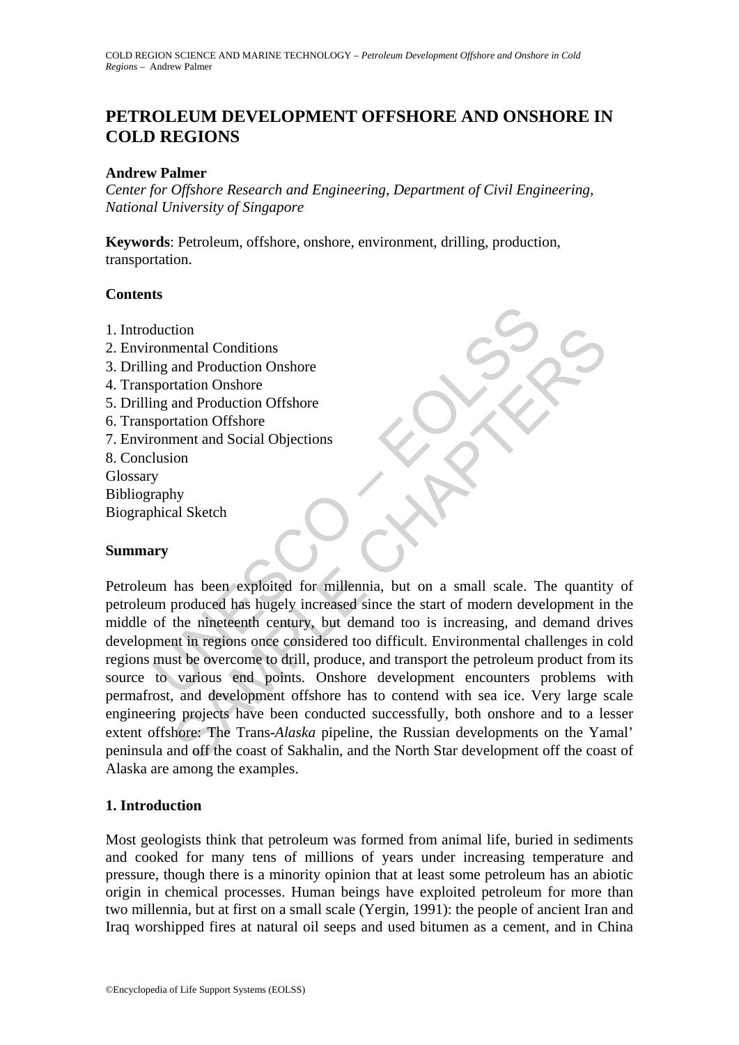# PETROLEUM DEVELOPMENT OFFSHORE AND ONSHORE IN COLD REGIONS

**Andrew Palmer**

*Center for Offshore Research and Engineering, Department of Civil Engineering, National University of Singapore*

**Keywords**: Petroleum, offshore, onshore, environment, drilling, production, transportation.

**Contents**

1. Introduction
2. Environmental Conditions
3. Drilling and Production Onshore
4. Transportation Onshore
5. Drilling and Production Offshore
6. Transportation Offshore
7. Environment and Social Objections
8. Conclusion

Glossary
Bibliography
Biographical Sketch

**Summary**

Petroleum has been exploited for millennia, but on a small scale. The quantity of petroleum produced has hugely increased since the start of modern development in the middle of the nineteenth century, but demand too is increasing, and demand drives development in regions once considered too difficult. Environmental challenges in cold regions must be overcome to drill, produce, and transport the petroleum product from its source to various end points. Onshore development encounters problems with permafrost, and development offshore has to contend with sea ice. Very large scale engineering projects have been conducted successfully, both onshore and to a lesser extent offshore: The Trans-*Alaska* pipeline, the Russian developments on the Yamal' peninsula and off the coast of Sakhalin, and the North Star development off the coast of Alaska are among the examples.

## 1. Introduction

Most geologists think that petroleum was formed from animal life, buried in sediments and cooked for many tens of millions of years under increasing temperature and pressure, though there is a minority opinion that at least some petroleum has an abiotic origin in chemical processes. Human beings have exploited petroleum for more than two millennia, but at first on a small scale (Yergin, 1991): the people of ancient Iran and Iraq worshipped fires at natural oil seeps and used bitumen as a cement, and in China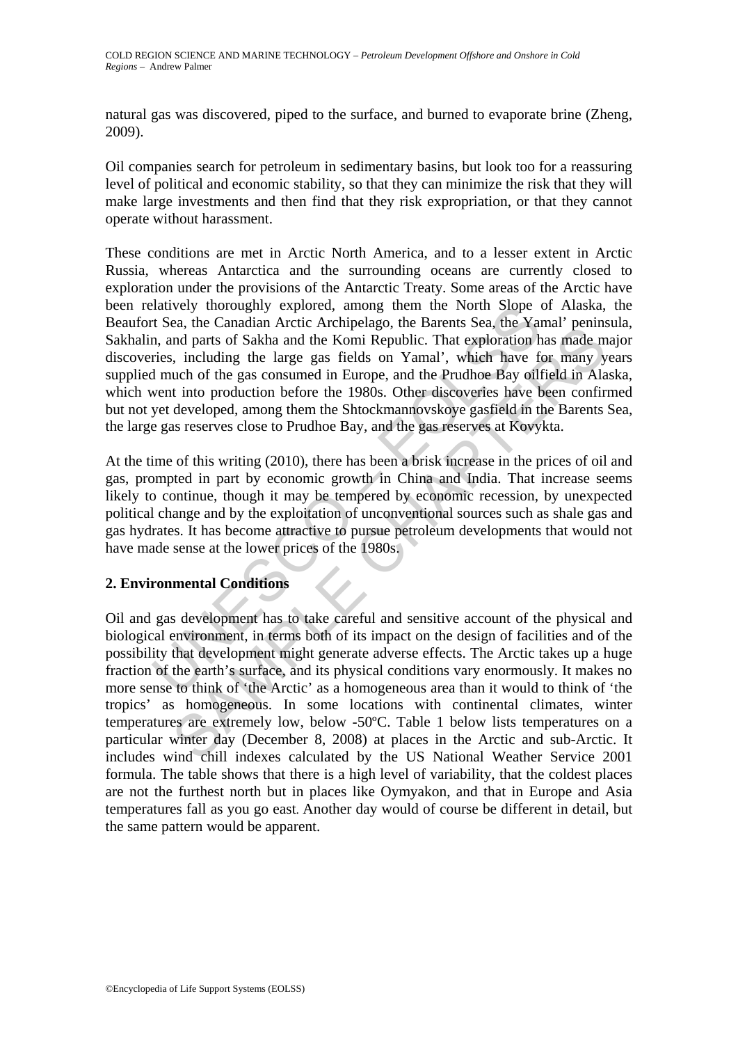natural gas was discovered, piped to the surface, and burned to evaporate brine (Zheng, 2009).

Oil companies search for petroleum in sedimentary basins, but look too for a reassuring level of political and economic stability, so that they can minimize the risk that they will make large investments and then find that they risk expropriation, or that they cannot operate without harassment.

These conditions are met in Arctic North America, and to a lesser extent in Arctic Russia, whereas Antarctica and the surrounding oceans are currently closed to exploration under the provisions of the Antarctic Treaty. Some areas of the Arctic have been relatively thoroughly explored, among them the North Slope of Alaska, the Beaufort Sea, the Canadian Arctic Archipelago, the Barents Sea, the Yamal' peninsula, Sakhalin, and parts of Sakha and the Komi Republic. That exploration has made major discoveries, including the large gas fields on Yamal', which have for many years supplied much of the gas consumed in Europe, and the Prudhoe Bay oilfield in Alaska, which went into production before the 1980s. Other discoveries have been confirmed but not yet developed, among them the Shtockmannovskoye gasfield in the Barents Sea, the large gas reserves close to Prudhoe Bay, and the gas reserves at Kovykta.

At the time of this writing (2010), there has been a brisk increase in the prices of oil and gas, prompted in part by economic growth in China and India. That increase seems likely to continue, though it may be tempered by economic recession, by unexpected political change and by the exploitation of unconventional sources such as shale gas and gas hydrates. It has become attractive to pursue petroleum developments that would not have made sense at the lower prices of the 1980s.

## 2. Environmental Conditions

Oil and gas development has to take careful and sensitive account of the physical and biological environment, in terms both of its impact on the design of facilities and of the possibility that development might generate adverse effects. The Arctic takes up a huge fraction of the earth's surface, and its physical conditions vary enormously. It makes no more sense to think of 'the Arctic' as a homogeneous area than it would to think of 'the tropics' as homogeneous. In some locations with continental climates, winter temperatures are extremely low, below -50ºC. Table 1 below lists temperatures on a particular winter day (December 8, 2008) at places in the Arctic and sub-Arctic. It includes wind chill indexes calculated by the US National Weather Service 2001 formula. The table shows that there is a high level of variability, that the coldest places are not the furthest north but in places like Oymyakon, and that in Europe and Asia temperatures fall as you go east. Another day would of course be different in detail, but the same pattern would be apparent.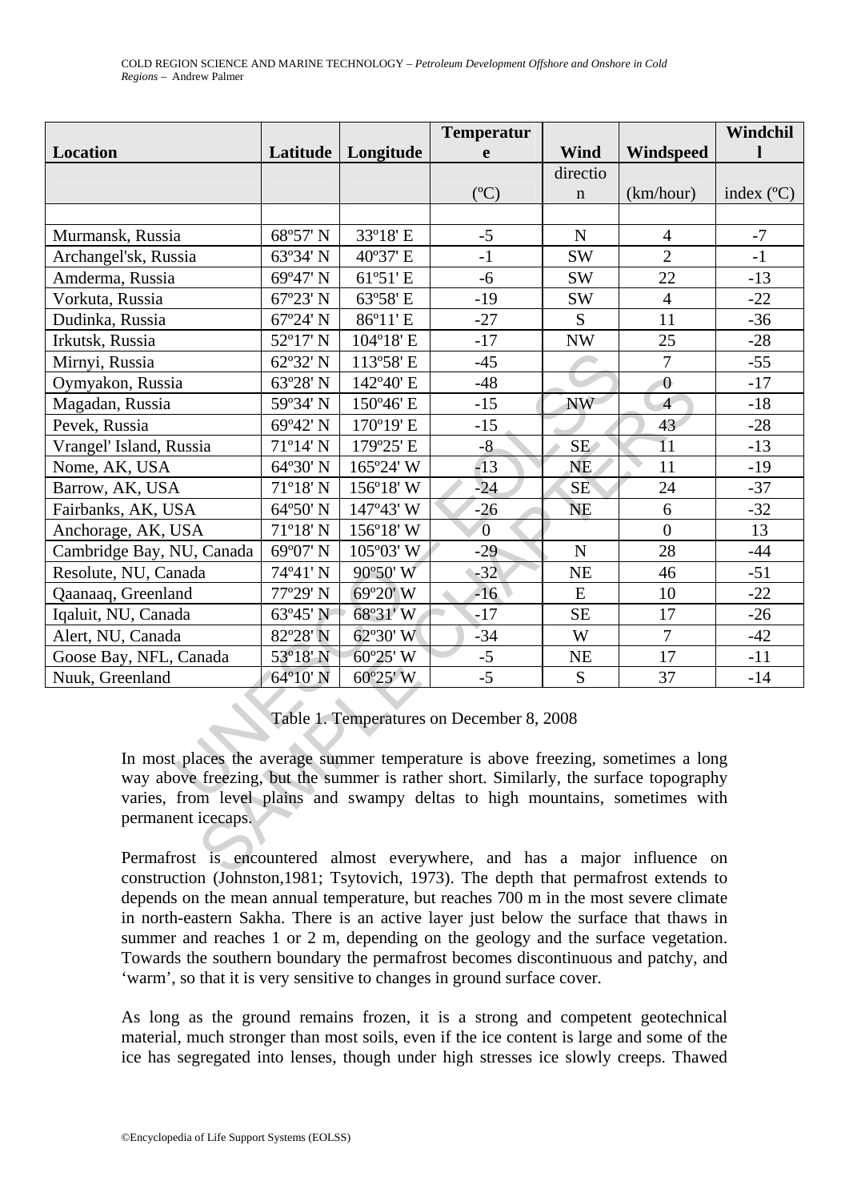| Location | Latitude | Longitude | Temperature | Wind | Windspeed | Windchill |
|---|---|---|---|---|---|---|
| | | | (ºC) | direction | (km/hour) | index (ºC) |
| | | | | | | |
| Murmansk, Russia | 68º57' N | 33º18' E | -5 | N | 4 | -7 |
| Archangel'sk, Russia | 63º34' N | 40º37' E | -1 | SW | 2 | -1 |
| Amderma, Russia | 69º47' N | 61º51' E | -6 | SW | 22 | -13 |
| Vorkuta, Russia | 67º23' N | 63º58' E | -19 | SW | 4 | -22 |
| Dudinka, Russia | 67º24' N | 86º11' E | -27 | S | 11 | -36 |
| Irkutsk, Russia | 52º17' N | 104º18' E | -17 | NW | 25 | -28 |
| Mirnyi, Russia | 62º32' N | 113º58' E | -45 | | 7 | -55 |
| Oymyakon, Russia | 63º28' N | 142º40' E | -48 | | 0 | -17 |
| Magadan, Russia | 59º34' N | 150º46' E | -15 | NW | 4 | -18 |
| Pevek, Russia | 69º42' N | 170º19' E | -15 | | 43 | -28 |
| Vrangel' Island, Russia | 71º14' N | 179º25' E | -8 | SE | 11 | -13 |
| Nome, AK, USA | 64º30' N | 165º24' W | -13 | NE | 11 | -19 |
| Barrow, AK, USA | 71º18' N | 156º18' W | -24 | SE | 24 | -37 |
| Fairbanks, AK, USA | 64º50' N | 147º43' W | -26 | NE | 6 | -32 |
| Anchorage, AK, USA | 71º18' N | 156º18' W | 0 | | 0 | 13 |
| Cambridge Bay, NU, Canada | 69º07' N | 105º03' W | -29 | N | 28 | -44 |
| Resolute, NU, Canada | 74º41' N | 90º50' W | -32 | NE | 46 | -51 |
| Qaanaaq, Greenland | 77º29' N | 69º20' W | -16 | E | 10 | -22 |
| Iqaluit, NU, Canada | 63º45' N | 68º31' W | -17 | SE | 17 | -26 |
| Alert, NU, Canada | 82º28' N | 62º30' W | -34 | W | 7 | -42 |
| Goose Bay, NFL, Canada | 53º18' N | 60º25' W | -5 | NE | 17 | -11 |
| Nuuk, Greenland | 64º10' N | 60º25' W | -5 | S | 37 | -14 |

Table 1. Temperatures on December 8, 2008

In most places the average summer temperature is above freezing, sometimes a long way above freezing, but the summer is rather short. Similarly, the surface topography varies, from level plains and swampy deltas to high mountains, sometimes with permanent icecaps.

Permafrost is encountered almost everywhere, and has a major influence on construction (Johnston,1981; Tsytovich, 1973). The depth that permafrost extends to depends on the mean annual temperature, but reaches 700 m in the most severe climate in north-eastern Sakha. There is an active layer just below the surface that thaws in summer and reaches 1 or 2 m, depending on the geology and the surface vegetation. Towards the southern boundary the permafrost becomes discontinuous and patchy, and 'warm', so that it is very sensitive to changes in ground surface cover.

As long as the ground remains frozen, it is a strong and competent geotechnical material, much stronger than most soils, even if the ice content is large and some of the ice has segregated into lenses, though under high stresses ice slowly creeps. Thawed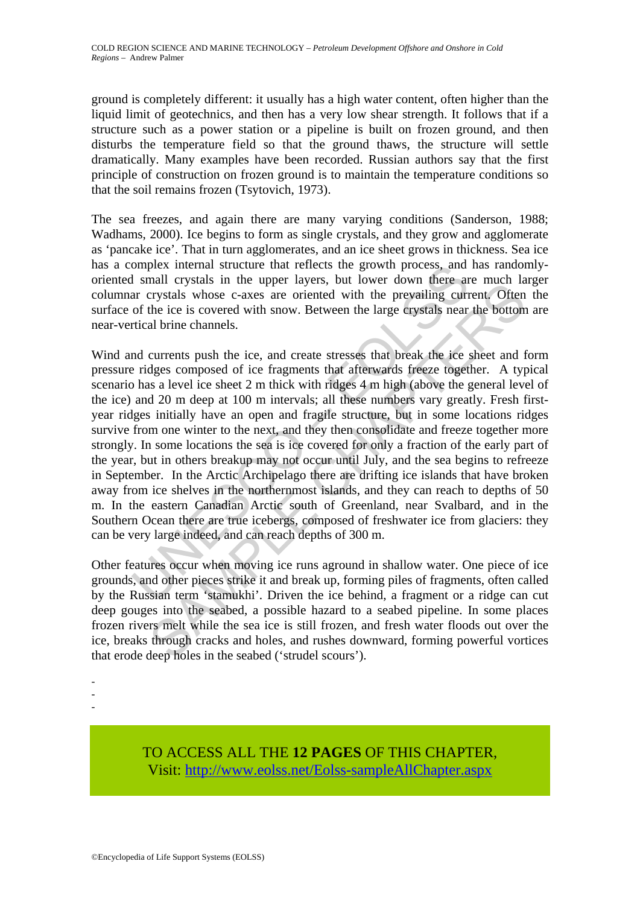ground is completely different: it usually has a high water content, often higher than the liquid limit of geotechnics, and then has a very low shear strength. It follows that if a structure such as a power station or a pipeline is built on frozen ground, and then disturbs the temperature field so that the ground thaws, the structure will settle dramatically. Many examples have been recorded. Russian authors say that the first principle of construction on frozen ground is to maintain the temperature conditions so that the soil remains frozen (Tsytovich, 1973).

The sea freezes, and again there are many varying conditions (Sanderson, 1988; Wadhams, 2000). Ice begins to form as single crystals, and they grow and agglomerate as 'pancake ice'. That in turn agglomerates, and an ice sheet grows in thickness. Sea ice has a complex internal structure that reflects the growth process, and has randomly-oriented small crystals in the upper layers, but lower down there are much larger columnar crystals whose c-axes are oriented with the prevailing current. Often the surface of the ice is covered with snow. Between the large crystals near the bottom are near-vertical brine channels.

Wind and currents push the ice, and create stresses that break the ice sheet and form pressure ridges composed of ice fragments that afterwards freeze together. A typical scenario has a level ice sheet 2 m thick with ridges 4 m high (above the general level of the ice) and 20 m deep at 100 m intervals; all these numbers vary greatly. Fresh first-year ridges initially have an open and fragile structure, but in some locations ridges survive from one winter to the next, and they then consolidate and freeze together more strongly. In some locations the sea is ice covered for only a fraction of the early part of the year, but in others breakup may not occur until July, and the sea begins to refreeze in September. In the Arctic Archipelago there are drifting ice islands that have broken away from ice shelves in the northernmost islands, and they can reach to depths of 50 m. In the eastern Canadian Arctic south of Greenland, near Svalbard, and in the Southern Ocean there are true icebergs, composed of freshwater ice from glaciers: they can be very large indeed, and can reach depths of 300 m.

Other features occur when moving ice runs aground in shallow water. One piece of ice grounds, and other pieces strike it and break up, forming piles of fragments, often called by the Russian term 'stamukhi'. Driven the ice behind, a fragment or a ridge can cut deep gouges into the seabed, a possible hazard to a seabed pipeline. In some places frozen rivers melt while the sea ice is still frozen, and fresh water floods out over the ice, breaks through cracks and holes, and rushes downward, forming powerful vortices that erode deep holes in the seabed ('strudel scours').

-
-
-

TO ACCESS ALL THE **12 PAGES** OF THIS CHAPTER,
Visit: http://www.eolss.net/Eolss-sampleAllChapter.aspx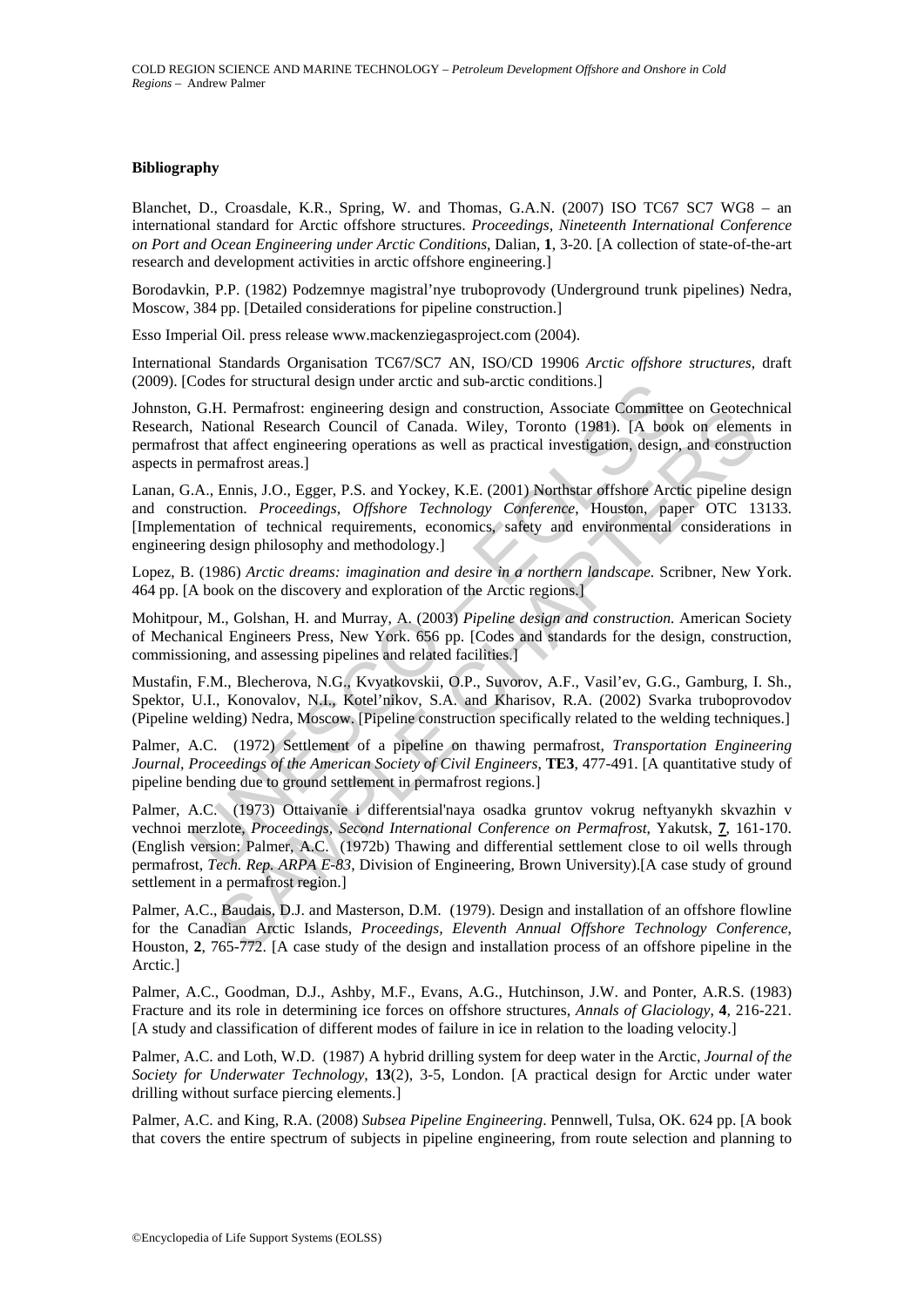### Bibliography

Blanchet, D., Croasdale, K.R., Spring, W. and Thomas, G.A.N. (2007) ISO TC67 SC7 WG8 – an international standard for Arctic offshore structures. *Proceedings, Nineteenth International Conference on Port and Ocean Engineering under Arctic Conditions*, Dalian, **1**, 3-20. [A collection of state-of-the-art research and development activities in arctic offshore engineering.]

Borodavkin, P.P. (1982) Podzemnye magistral'nye truboprovody (Underground trunk pipelines) Nedra, Moscow, 384 pp. [Detailed considerations for pipeline construction.]

Esso Imperial Oil. press release www.mackenziegasproject.com (2004).

International Standards Organisation TC67/SC7 AN, ISO/CD 19906 *Arctic offshore structures*, draft (2009). [Codes for structural design under arctic and sub-arctic conditions.]

Johnston, G.H. Permafrost: engineering design and construction, Associate Committee on Geotechnical Research, National Research Council of Canada. Wiley, Toronto (1981). [A book on elements in permafrost that affect engineering operations as well as practical investigation, design, and construction aspects in permafrost areas.]

Lanan, G.A., Ennis, J.O., Egger, P.S. and Yockey, K.E. (2001) Northstar offshore Arctic pipeline design and construction. *Proceedings, Offshore Technology Conference*, Houston, paper OTC 13133. [Implementation of technical requirements, economics, safety and environmental considerations in engineering design philosophy and methodology.]

Lopez, B. (1986) *Arctic dreams: imagination and desire in a northern landscape*. Scribner, New York. 464 pp. [A book on the discovery and exploration of the Arctic regions.]

Mohitpour, M., Golshan, H. and Murray, A. (2003) *Pipeline design and construction*. American Society of Mechanical Engineers Press, New York. 656 pp. [Codes and standards for the design, construction, commissioning, and assessing pipelines and related facilities.]

Mustafin, F.M., Blecherova, N.G., Kvyatkovskii, O.P., Suvorov, A.F., Vasil'ev, G.G., Gamburg, I. Sh., Spektor, U.I., Konovalov, N.I., Kotel'nikov, S.A. and Kharisov, R.A. (2002) Svarka truboprovodov (Pipeline welding) Nedra, Moscow. [Pipeline construction specifically related to the welding techniques.]

Palmer, A.C. (1972) Settlement of a pipeline on thawing permafrost, *Transportation Engineering Journal, Proceedings of the American Society of Civil Engineers*, **TE3**, 477-491. [A quantitative study of pipeline bending due to ground settlement in permafrost regions.]

Palmer, A.C. (1973) Ottaivanie i differentsial'naya osadka gruntov vokrug neftyanykh skvazhin v vechnoi merzlote, *Proceedings, Second International Conference on Permafrost*, Yakutsk, **7**, 161-170. (English version: Palmer, A.C. (1972b) Thawing and differential settlement close to oil wells through permafrost, *Tech. Rep. ARPA E-83*, Division of Engineering, Brown University).[A case study of ground settlement in a permafrost region.]

Palmer, A.C., Baudais, D.J. and Masterson, D.M. (1979). Design and installation of an offshore flowline for the Canadian Arctic Islands, *Proceedings, Eleventh Annual Offshore Technology Conference*, Houston, **2**, 765-772. [A case study of the design and installation process of an offshore pipeline in the Arctic.]

Palmer, A.C., Goodman, D.J., Ashby, M.F., Evans, A.G., Hutchinson, J.W. and Ponter, A.R.S. (1983) Fracture and its role in determining ice forces on offshore structures, *Annals of Glaciology*, **4**, 216-221. [A study and classification of different modes of failure in ice in relation to the loading velocity.]

Palmer, A.C. and Loth, W.D. (1987) A hybrid drilling system for deep water in the Arctic, *Journal of the Society for Underwater Technology*, **13**(2), 3-5, London. [A practical design for Arctic under water drilling without surface piercing elements.]

Palmer, A.C. and King, R.A. (2008) *Subsea Pipeline Engineering*. Pennwell, Tulsa, OK. 624 pp. [A book that covers the entire spectrum of subjects in pipeline engineering, from route selection and planning to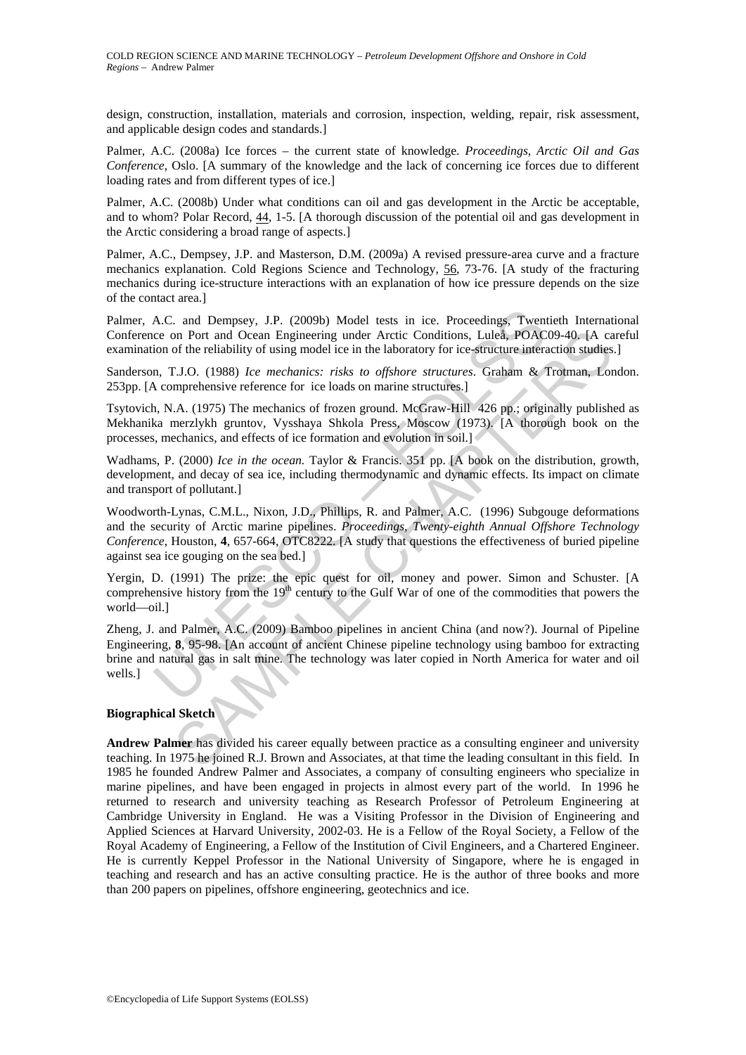design, construction, installation, materials and corrosion, inspection, welding, repair, risk assessment, and applicable design codes and standards.]

Palmer, A.C. (2008a) Ice forces – the current state of knowledge. *Proceedings, Arctic Oil and Gas Conference*, Oslo. [A summary of the knowledge and the lack of concerning ice forces due to different loading rates and from different types of ice.]

Palmer, A.C. (2008b) Under what conditions can oil and gas development in the Arctic be acceptable, and to whom? Polar Record, 44, 1-5. [A thorough discussion of the potential oil and gas development in the Arctic considering a broad range of aspects.]

Palmer, A.C., Dempsey, J.P. and Masterson, D.M. (2009a) A revised pressure-area curve and a fracture mechanics explanation. Cold Regions Science and Technology, 56, 73-76. [A study of the fracturing mechanics during ice-structure interactions with an explanation of how ice pressure depends on the size of the contact area.]

Palmer, A.C. and Dempsey, J.P. (2009b) Model tests in ice. Proceedings, Twentieth International Conference on Port and Ocean Engineering under Arctic Conditions, Luleå, POAC09-40. [A careful examination of the reliability of using model ice in the laboratory for ice-structure interaction studies.]

Sanderson, T.J.O. (1988) *Ice mechanics: risks to offshore structures*. Graham & Trotman, London. 253pp. [A comprehensive reference for ice loads on marine structures.]

Tsytovich, N.A. (1975) The mechanics of frozen ground. McGraw-Hill 426 pp.; originally published as Mekhanika merzlykh gruntov, Vysshaya Shkola Press, Moscow (1973). [A thorough book on the processes, mechanics, and effects of ice formation and evolution in soil.]

Wadhams, P. (2000) *Ice in the ocean.* Taylor & Francis. 351 pp. [A book on the distribution, growth, development, and decay of sea ice, including thermodynamic and dynamic effects. Its impact on climate and transport of pollutant.]

Woodworth-Lynas, C.M.L., Nixon, J.D., Phillips, R. and Palmer, A.C. (1996) Subgouge deformations and the security of Arctic marine pipelines. *Proceedings, Twenty-eighth Annual Offshore Technology Conference*, Houston, **4**, 657-664, OTC8222. [A study that questions the effectiveness of buried pipeline against sea ice gouging on the sea bed.]

Yergin, D. (1991) The prize: the epic quest for oil, money and power. Simon and Schuster. [A comprehensive history from the $19^{th}$ century to the Gulf War of one of the commodities that powers the world—oil.]

Zheng, J. and Palmer, A.C. (2009) Bamboo pipelines in ancient China (and now?). Journal of Pipeline Engineering, **8**, 95-98. [An account of ancient Chinese pipeline technology using bamboo for extracting brine and natural gas in salt mine. The technology was later copied in North America for water and oil wells.]

**Biographical Sketch**

**Andrew Palmer** has divided his career equally between practice as a consulting engineer and university teaching. In 1975 he joined R.J. Brown and Associates, at that time the leading consultant in this field. In 1985 he founded Andrew Palmer and Associates, a company of consulting engineers who specialize in marine pipelines, and have been engaged in projects in almost every part of the world. In 1996 he returned to research and university teaching as Research Professor of Petroleum Engineering at Cambridge University in England. He was a Visiting Professor in the Division of Engineering and Applied Sciences at Harvard University, 2002-03. He is a Fellow of the Royal Society, a Fellow of the Royal Academy of Engineering, a Fellow of the Institution of Civil Engineers, and a Chartered Engineer. He is currently Keppel Professor in the National University of Singapore, where he is engaged in teaching and research and has an active consulting practice. He is the author of three books and more than 200 papers on pipelines, offshore engineering, geotechnics and ice.